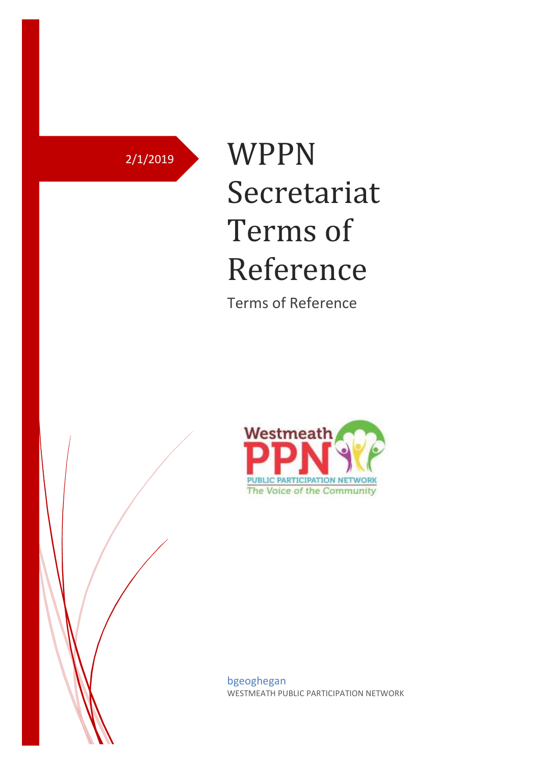2/1/2019

# WPPN Secretariat Terms of Reference

Terms of Reference

bgeoghegan

WESTMEATH PUBLIC PARTICIPATION NETWORK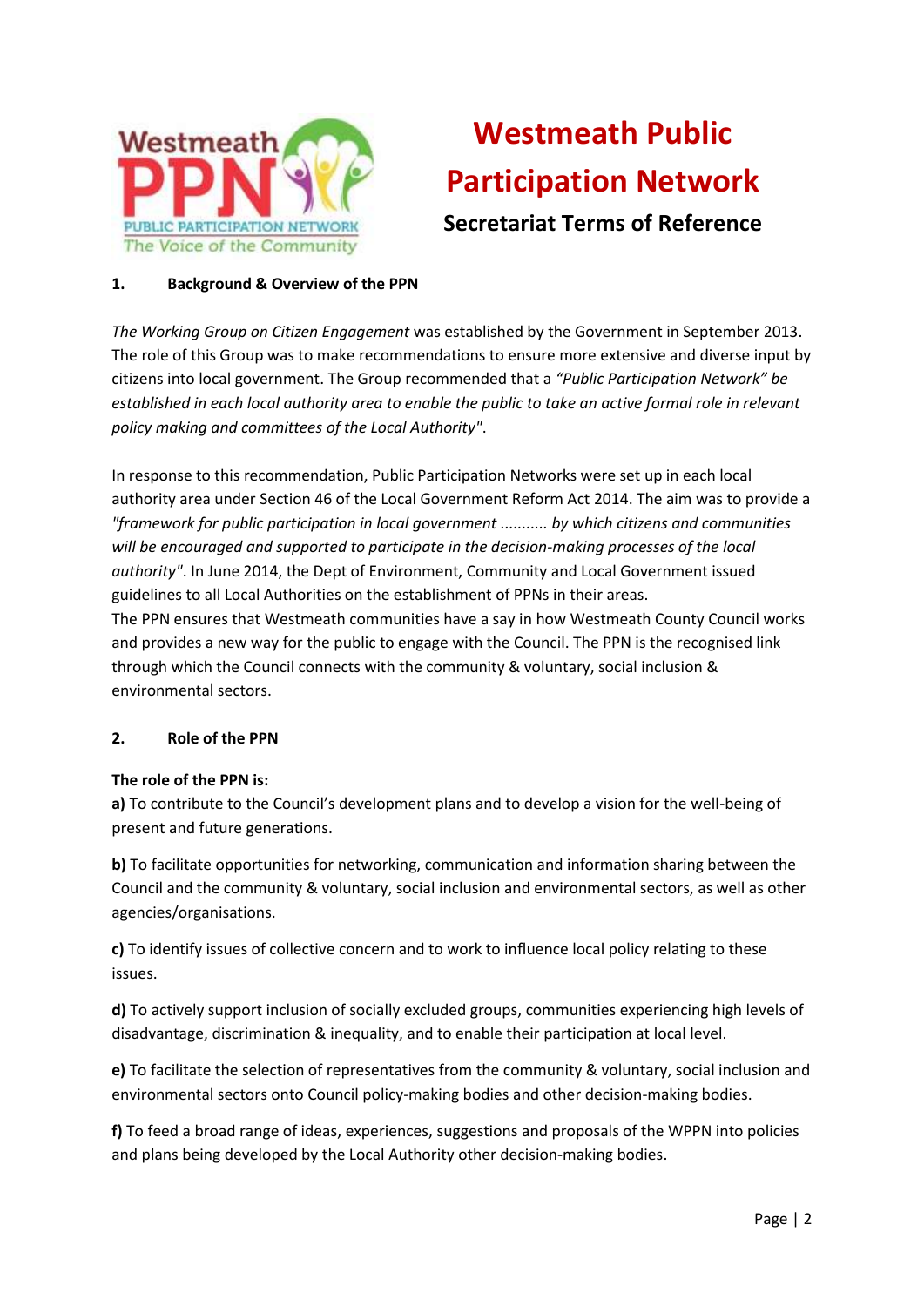# Westmeath Public Participation Network

## Secretariat Terms of Reference

### 1. Background & Overview of the PPN

*The Working Group on Citizen Engagement* was established by the Government in September 2013. The role of this Group was to make recommendations to ensure more extensive and diverse input by citizens into local government. The Group recommended that a *"Public Participation Network" be established in each local authority area to enable the public to take an active formal role in relevant policy making and committees of the Local Authority"*.

In response to this recommendation, Public Participation Networks were set up in each local authority area under Section 46 of the Local Government Reform Act 2014. The aim was to provide a *"framework for public participation in local government ........... by which citizens and communities will be encouraged and supported to participate in the decision-making processes of the local authority"*. In June 2014, the Dept of Environment, Community and Local Government issued guidelines to all Local Authorities on the establishment of PPNs in their areas.

The PPN ensures that Westmeath communities have a say in how Westmeath County Council works and provides a new way for the public to engage with the Council. The PPN is the recognised link through which the Council connects with the community & voluntary, social inclusion & environmental sectors.

### 2. Role of the PPN

**The role of the PPN is:**

**a)** To contribute to the Council's development plans and to develop a vision for the well-being of present and future generations.

**b)** To facilitate opportunities for networking, communication and information sharing between the Council and the community & voluntary, social inclusion and environmental sectors, as well as other agencies/organisations.

**c)** To identify issues of collective concern and to work to influence local policy relating to these issues.

**d)** To actively support inclusion of socially excluded groups, communities experiencing high levels of disadvantage, discrimination & inequality, and to enable their participation at local level.

**e)** To facilitate the selection of representatives from the community & voluntary, social inclusion and environmental sectors onto Council policy-making bodies and other decision-making bodies.

**f)** To feed a broad range of ideas, experiences, suggestions and proposals of the WPPN into policies and plans being developed by the Local Authority other decision-making bodies.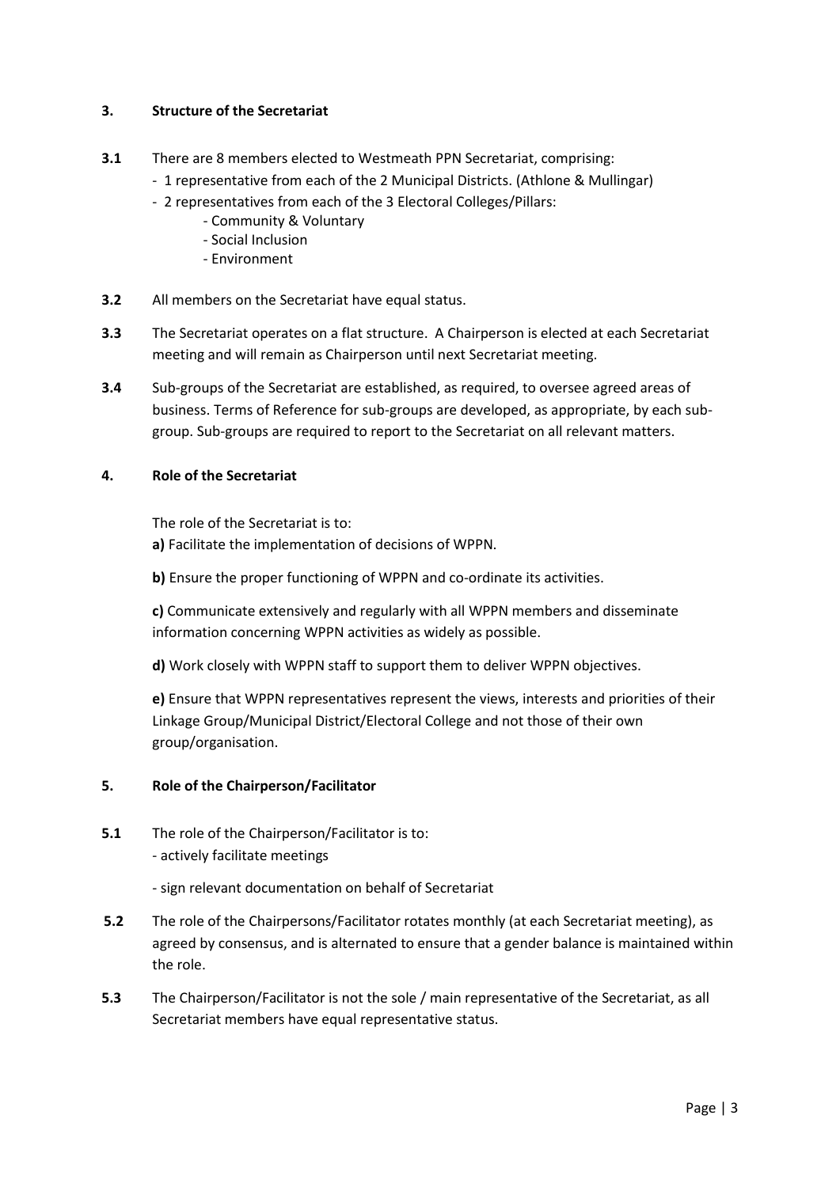## 3. Structure of the Secretariat

**3.1** There are 8 members elected to Westmeath PPN Secretariat, comprising:

- 1 representative from each of the 2 Municipal Districts. (Athlone & Mullingar)
- 2 representatives from each of the 3 Electoral Colleges/Pillars:
  - Community & Voluntary
  - Social Inclusion
  - Environment

**3.2** All members on the Secretariat have equal status.

**3.3** The Secretariat operates on a flat structure. A Chairperson is elected at each Secretariat meeting and will remain as Chairperson until next Secretariat meeting.

**3.4** Sub-groups of the Secretariat are established, as required, to oversee agreed areas of business. Terms of Reference for sub-groups are developed, as appropriate, by each sub-group. Sub-groups are required to report to the Secretariat on all relevant matters.

## 4. Role of the Secretariat

The role of the Secretariat is to:

**a)** Facilitate the implementation of decisions of WPPN.

**b)** Ensure the proper functioning of WPPN and co-ordinate its activities.

**c)** Communicate extensively and regularly with all WPPN members and disseminate information concerning WPPN activities as widely as possible.

**d)** Work closely with WPPN staff to support them to deliver WPPN objectives.

**e)** Ensure that WPPN representatives represent the views, interests and priorities of their Linkage Group/Municipal District/Electoral College and not those of their own group/organisation.

## 5. Role of the Chairperson/Facilitator

**5.1** The role of the Chairperson/Facilitator is to:

- actively facilitate meetings
- sign relevant documentation on behalf of Secretariat

**5.2** The role of the Chairpersons/Facilitator rotates monthly (at each Secretariat meeting), as agreed by consensus, and is alternated to ensure that a gender balance is maintained within the role.

**5.3** The Chairperson/Facilitator is not the sole / main representative of the Secretariat, as all Secretariat members have equal representative status.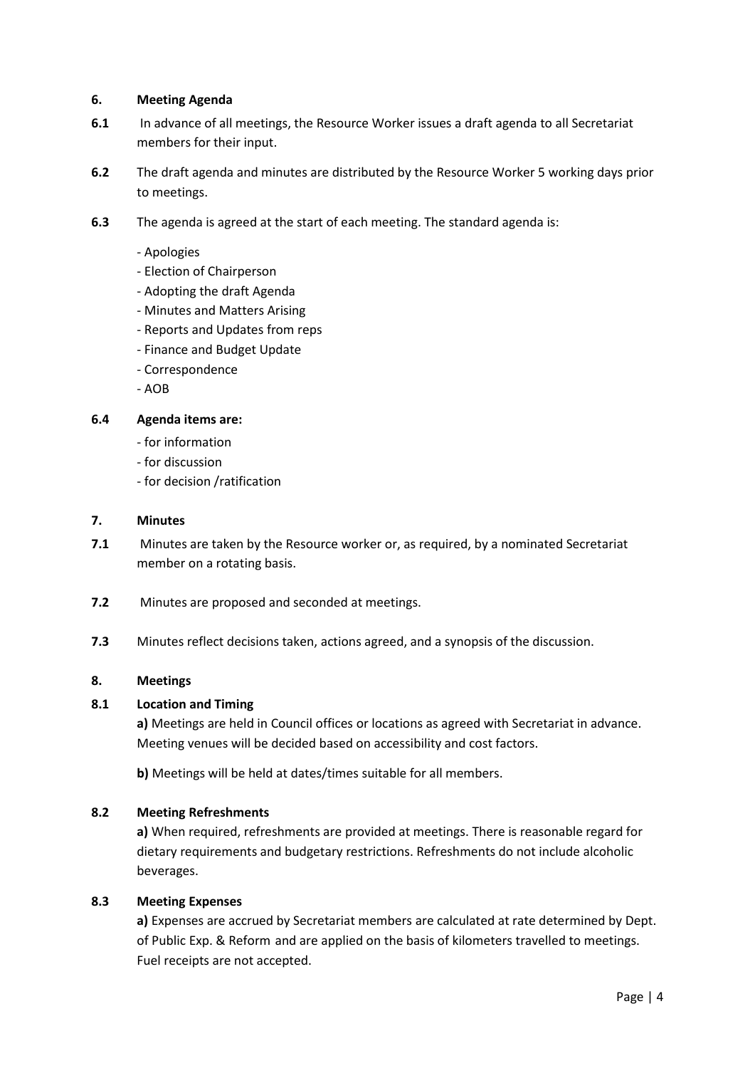## 6. Meeting Agenda

**6.1** In advance of all meetings, the Resource Worker issues a draft agenda to all Secretariat members for their input.

**6.2** The draft agenda and minutes are distributed by the Resource Worker 5 working days prior to meetings.

**6.3** The agenda is agreed at the start of each meeting. The standard agenda is:

- Apologies
- Election of Chairperson
- Adopting the draft Agenda
- Minutes and Matters Arising
- Reports and Updates from reps
- Finance and Budget Update
- Correspondence
- AOB

**6.4 Agenda items are:**

- for information
- for discussion
- for decision /ratification

## 7. Minutes

**7.1** Minutes are taken by the Resource worker or, as required, by a nominated Secretariat member on a rotating basis.

**7.2** Minutes are proposed and seconded at meetings.

**7.3** Minutes reflect decisions taken, actions agreed, and a synopsis of the discussion.

## 8. Meetings

### 8.1 Location and Timing

**a)** Meetings are held in Council offices or locations as agreed with Secretariat in advance. Meeting venues will be decided based on accessibility and cost factors.

**b)** Meetings will be held at dates/times suitable for all members.

### 8.2 Meeting Refreshments

**a)** When required, refreshments are provided at meetings. There is reasonable regard for dietary requirements and budgetary restrictions. Refreshments do not include alcoholic beverages.

### 8.3 Meeting Expenses

**a)** Expenses are accrued by Secretariat members are calculated at rate determined by Dept. of Public Exp. & Reform and are applied on the basis of kilometers travelled to meetings. Fuel receipts are not accepted.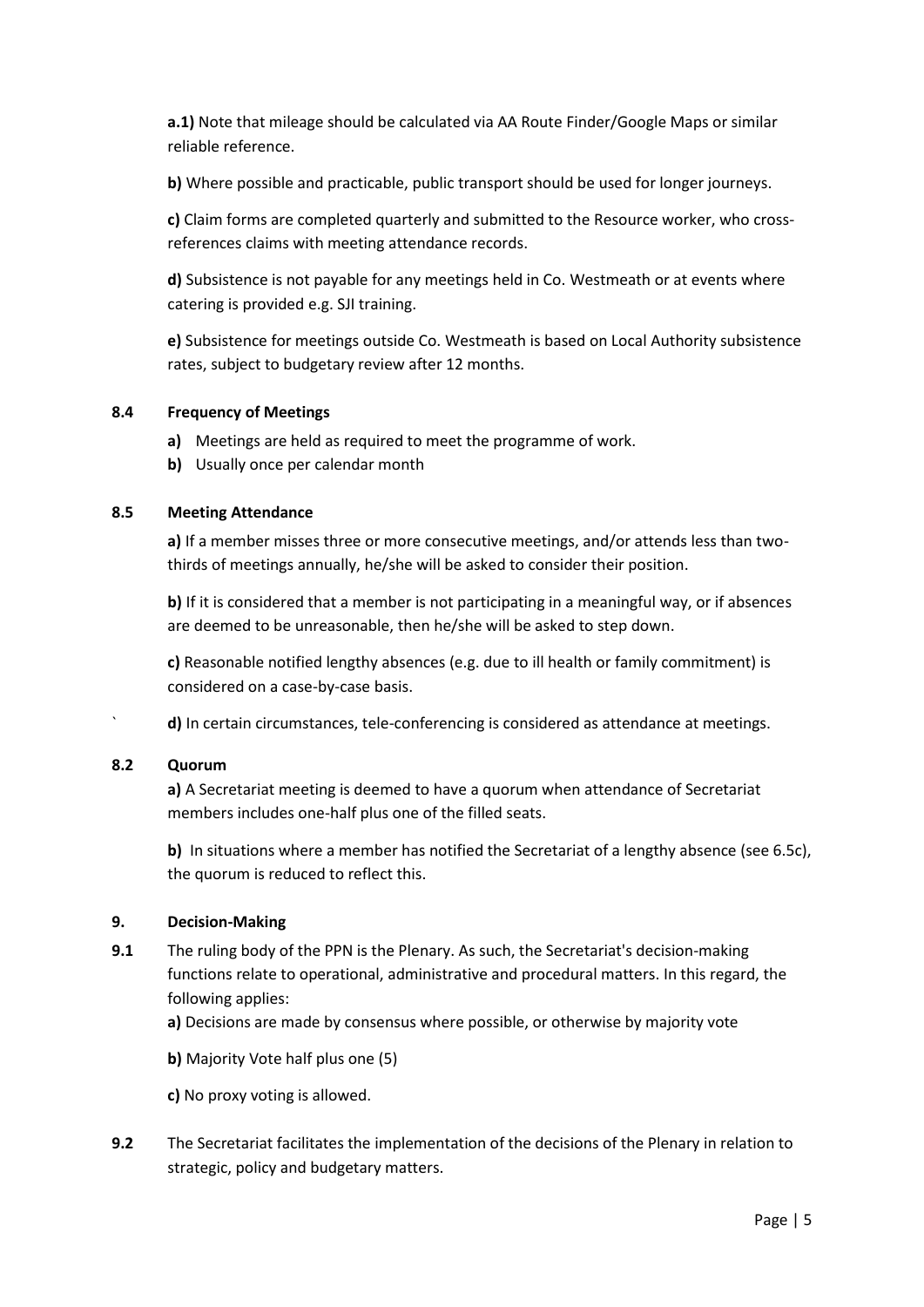**a.1)** Note that mileage should be calculated via AA Route Finder/Google Maps or similar reliable reference.

**b)** Where possible and practicable, public transport should be used for longer journeys.

**c)** Claim forms are completed quarterly and submitted to the Resource worker, who cross-references claims with meeting attendance records.

**d)** Subsistence is not payable for any meetings held in Co. Westmeath or at events where catering is provided e.g. SJI training.

**e)** Subsistence for meetings outside Co. Westmeath is based on Local Authority subsistence rates, subject to budgetary review after 12 months.

### 8.4 Frequency of Meetings

- **a)** Meetings are held as required to meet the programme of work.
- **b)** Usually once per calendar month

### 8.5 Meeting Attendance

**a)** If a member misses three or more consecutive meetings, and/or attends less than two-thirds of meetings annually, he/she will be asked to consider their position.

**b)** If it is considered that a member is not participating in a meaningful way, or if absences are deemed to be unreasonable, then he/she will be asked to step down.

**c)** Reasonable notified lengthy absences (e.g. due to ill health or family commitment) is considered on a case-by-case basis.

` **d)** In certain circumstances, tele-conferencing is considered as attendance at meetings.

### 8.2 Quorum

**a)** A Secretariat meeting is deemed to have a quorum when attendance of Secretariat members includes one-half plus one of the filled seats.

**b)** In situations where a member has notified the Secretariat of a lengthy absence (see 6.5c), the quorum is reduced to reflect this.

## 9. Decision-Making

**9.1** The ruling body of the PPN is the Plenary. As such, the Secretariat's decision-making functions relate to operational, administrative and procedural matters. In this regard, the following applies:

**a)** Decisions are made by consensus where possible, or otherwise by majority vote

**b)** Majority Vote half plus one (5)

**c)** No proxy voting is allowed.

**9.2** The Secretariat facilitates the implementation of the decisions of the Plenary in relation to strategic, policy and budgetary matters.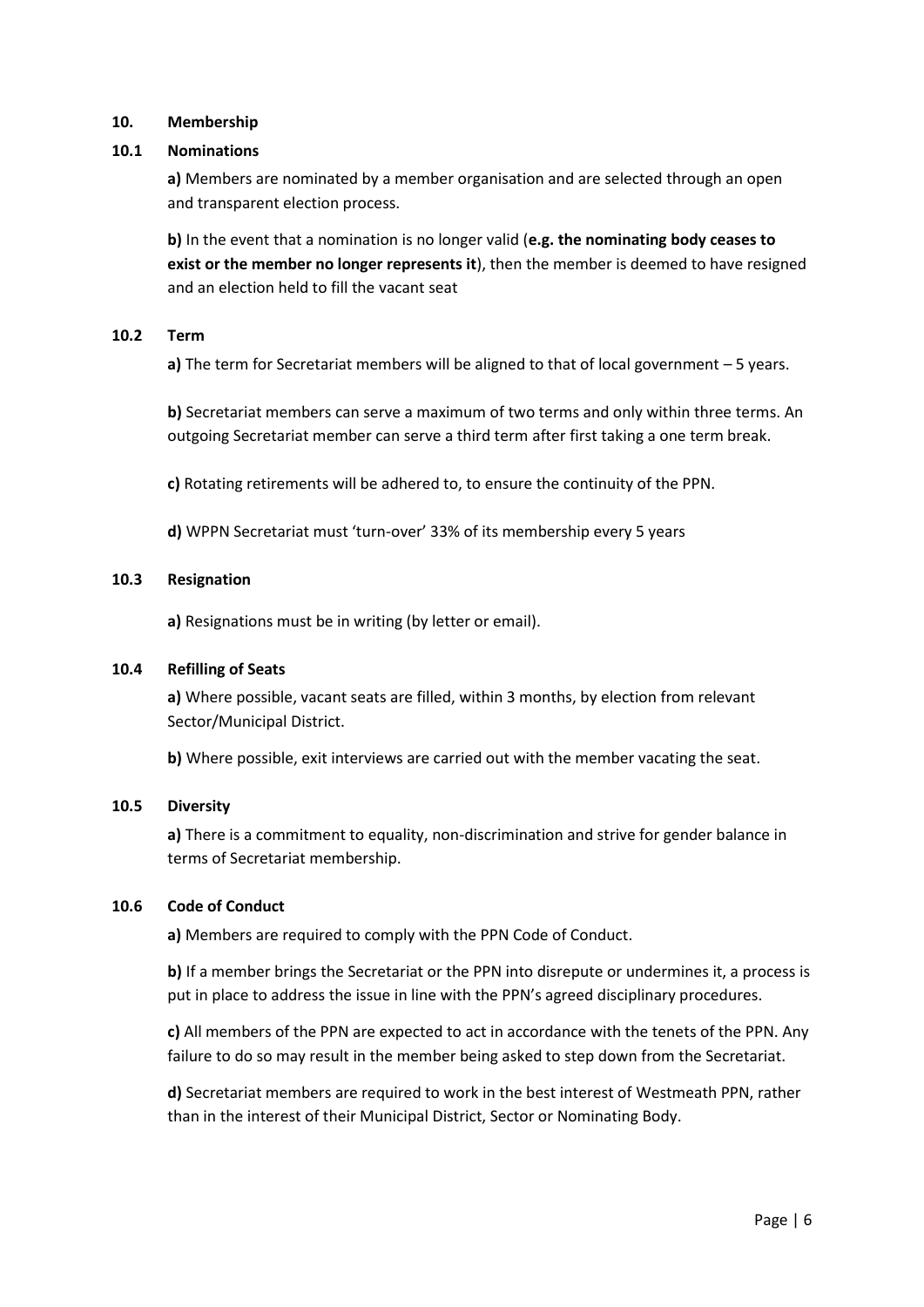## 10. Membership

### 10.1 Nominations

**a)** Members are nominated by a member organisation and are selected through an open and transparent election process.

**b)** In the event that a nomination is no longer valid (**e.g. the nominating body ceases to exist or the member no longer represents it**), then the member is deemed to have resigned and an election held to fill the vacant seat

### 10.2 Term

**a)** The term for Secretariat members will be aligned to that of local government – 5 years.

**b)** Secretariat members can serve a maximum of two terms and only within three terms. An outgoing Secretariat member can serve a third term after first taking a one term break.

**c)** Rotating retirements will be adhered to, to ensure the continuity of the PPN.

**d)** WPPN Secretariat must 'turn-over' 33% of its membership every 5 years

### 10.3 Resignation

**a)** Resignations must be in writing (by letter or email).

### 10.4 Refilling of Seats

**a)** Where possible, vacant seats are filled, within 3 months, by election from relevant Sector/Municipal District.

**b)** Where possible, exit interviews are carried out with the member vacating the seat.

### 10.5 Diversity

**a)** There is a commitment to equality, non-discrimination and strive for gender balance in terms of Secretariat membership.

### 10.6 Code of Conduct

**a)** Members are required to comply with the PPN Code of Conduct.

**b)** If a member brings the Secretariat or the PPN into disrepute or undermines it, a process is put in place to address the issue in line with the PPN's agreed disciplinary procedures.

**c)** All members of the PPN are expected to act in accordance with the tenets of the PPN. Any failure to do so may result in the member being asked to step down from the Secretariat.

**d)** Secretariat members are required to work in the best interest of Westmeath PPN, rather than in the interest of their Municipal District, Sector or Nominating Body.